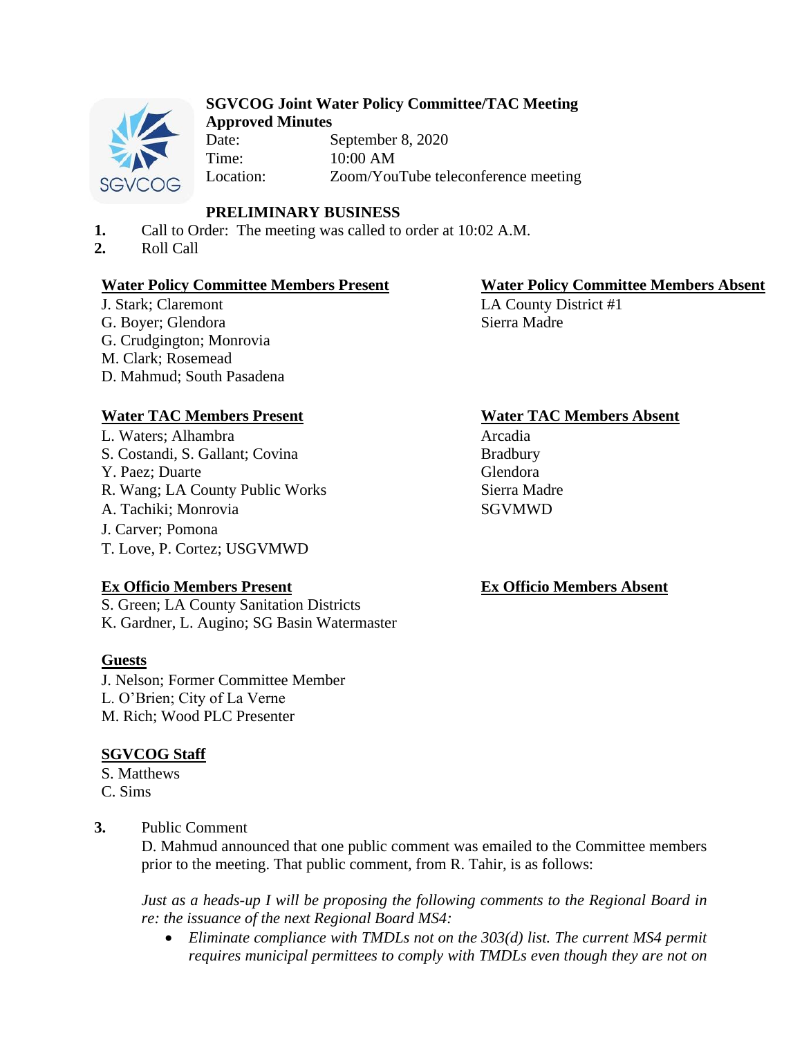**SGVCOG Joint Water Policy Committee/TAC Meeting**
**Approved Minutes**

Date: September 8, 2020
Time: 10:00 AM
Location: Zoom/YouTube teleconference meeting

**PRELIMINARY BUSINESS**

1. Call to Order: The meeting was called to order at 10:02 A.M.
2. Roll Call

**Water Policy Committee Members Present**
J. Stark; Claremont
G. Boyer; Glendora
G. Crudgington; Monrovia
M. Clark; Rosemead
D. Mahmud; South Pasadena

**Water Policy Committee Members Absent**
LA County District #1
Sierra Madre

**Water TAC Members Present**
L. Waters; Alhambra
S. Costandi, S. Gallant; Covina
Y. Paez; Duarte
R. Wang; LA County Public Works
A. Tachiki; Monrovia
J. Carver; Pomona
T. Love, P. Cortez; USGVMWD

**Water TAC Members Absent**
Arcadia
Bradbury
Glendora
Sierra Madre
SGVMWD

**Ex Officio Members Present**
S. Green; LA County Sanitation Districts
K. Gardner, L. Augino; SG Basin Watermaster

**Ex Officio Members Absent**

**Guests**
J. Nelson; Former Committee Member
L. O'Brien; City of La Verne
M. Rich; Wood PLC Presenter

**SGVCOG Staff**
S. Matthews
C. Sims

3. Public Comment
   D. Mahmud announced that one public comment was emailed to the Committee members prior to the meeting. That public comment, from R. Tahir, is as follows:

   *Just as a heads-up I will be proposing the following comments to the Regional Board in re: the issuance of the next Regional Board MS4:*

   - *Eliminate compliance with TMDLs not on the 303(d) list. The current MS4 permit requires municipal permittees to comply with TMDLs even though they are not on*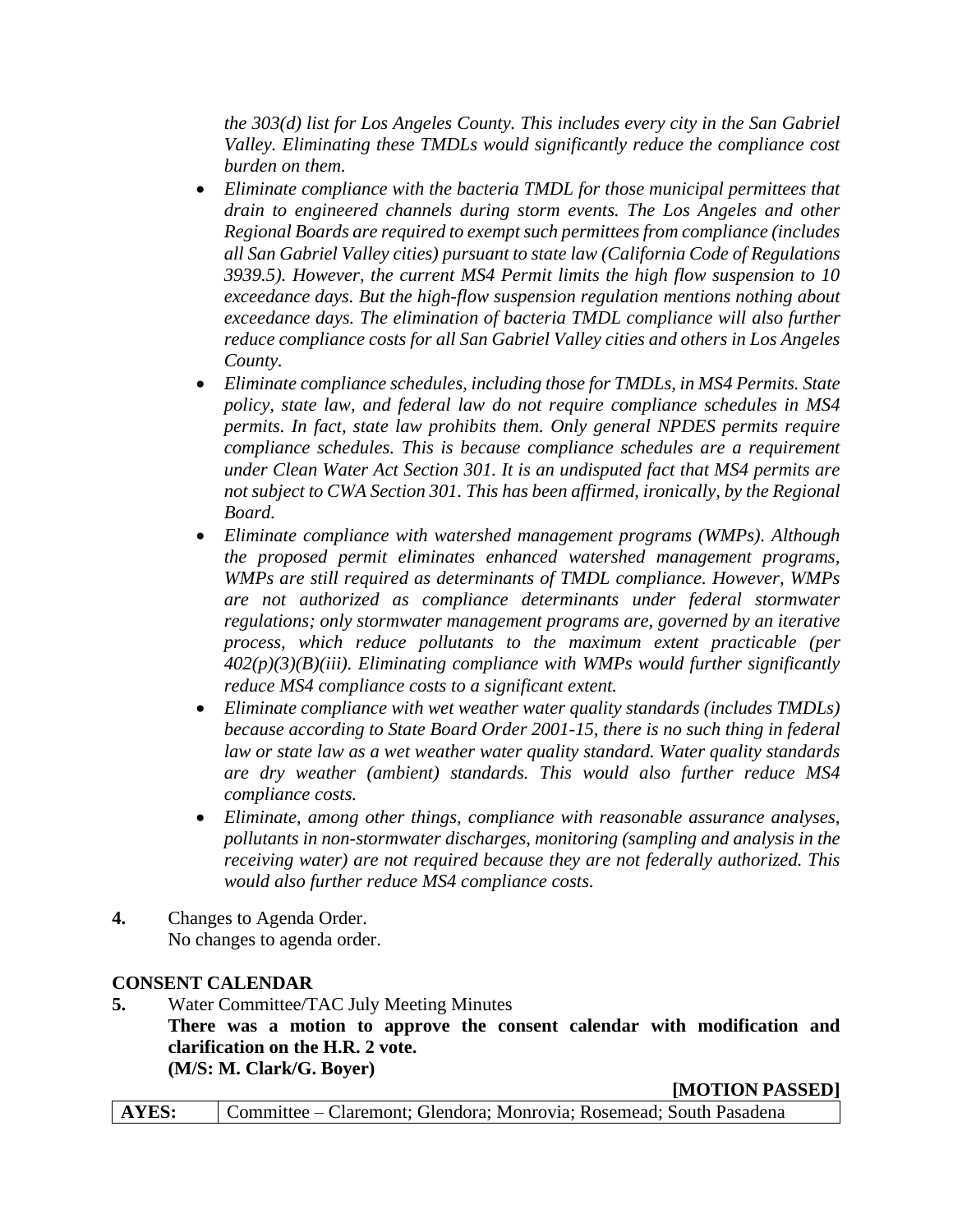*the 303(d) list for Los Angeles County. This includes every city in the San Gabriel Valley. Eliminating these TMDLs would significantly reduce the compliance cost burden on them.*

- *Eliminate compliance with the bacteria TMDL for those municipal permittees that drain to engineered channels during storm events. The Los Angeles and other Regional Boards are required to exempt such permittees from compliance (includes all San Gabriel Valley cities) pursuant to state law (California Code of Regulations 3939.5). However, the current MS4 Permit limits the high flow suspension to 10 exceedance days. But the high-flow suspension regulation mentions nothing about exceedance days. The elimination of bacteria TMDL compliance will also further reduce compliance costs for all San Gabriel Valley cities and others in Los Angeles County.*
- *Eliminate compliance schedules, including those for TMDLs, in MS4 Permits. State policy, state law, and federal law do not require compliance schedules in MS4 permits. In fact, state law prohibits them. Only general NPDES permits require compliance schedules. This is because compliance schedules are a requirement under Clean Water Act Section 301. It is an undisputed fact that MS4 permits are not subject to CWA Section 301. This has been affirmed, ironically, by the Regional Board.*
- *Eliminate compliance with watershed management programs (WMPs). Although the proposed permit eliminates enhanced watershed management programs, WMPs are still required as determinants of TMDL compliance. However, WMPs are not authorized as compliance determinants under federal stormwater regulations; only stormwater management programs are, governed by an iterative process, which reduce pollutants to the maximum extent practicable (per 402(p)(3)(B)(iii). Eliminating compliance with WMPs would further significantly reduce MS4 compliance costs to a significant extent.*
- *Eliminate compliance with wet weather water quality standards (includes TMDLs) because according to State Board Order 2001-15, there is no such thing in federal law or state law as a wet weather water quality standard. Water quality standards are dry weather (ambient) standards. This would also further reduce MS4 compliance costs.*
- *Eliminate, among other things, compliance with reasonable assurance analyses, pollutants in non-stormwater discharges, monitoring (sampling and analysis in the receiving water) are not required because they are not federally authorized. This would also further reduce MS4 compliance costs.*

**4.** Changes to Agenda Order.
No changes to agenda order.

**CONSENT CALENDAR**

**5.** Water Committee/TAC July Meeting Minutes
**There was a motion to approve the consent calendar with modification and clarification on the H.R. 2 vote.**
**(M/S: M. Clark/G. Boyer)**

**[MOTION PASSED]**

| **AYES:** | Committee – Claremont; Glendora; Monrovia; Rosemead; South Pasadena |
|---|---|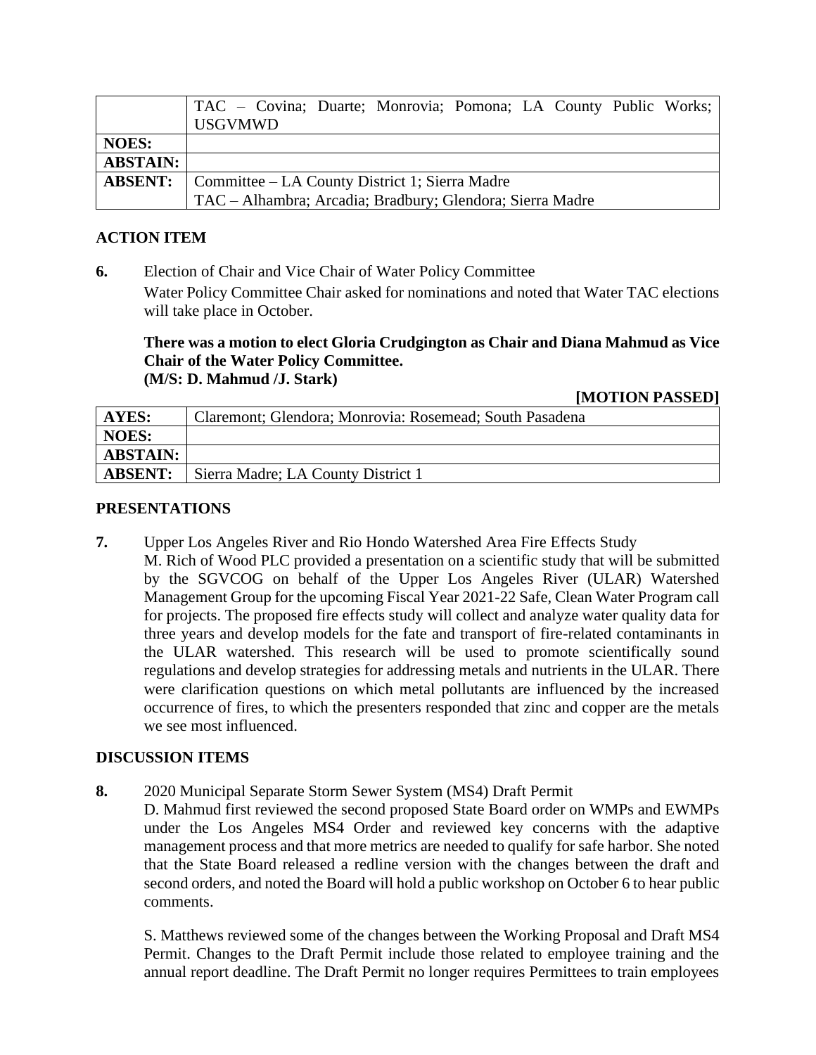|  | TAC – Covina; Duarte; Monrovia; Pomona; LA County Public Works; USGVMWD |
|---|---|
| **NOES:** |  |
| **ABSTAIN:** |  |
| **ABSENT:** | Committee – LA County District 1; Sierra Madre<br>TAC – Alhambra; Arcadia; Bradbury; Glendora; Sierra Madre |

## ACTION ITEM

**6.** Election of Chair and Vice Chair of Water Policy Committee

Water Policy Committee Chair asked for nominations and noted that Water TAC elections will take place in October.

**There was a motion to elect Gloria Crudgington as Chair and Diana Mahmud as Vice Chair of the Water Policy Committee.**
**(M/S: D. Mahmud /J. Stark)**

**[MOTION PASSED]**

| **AYES:** | Claremont; Glendora; Monrovia: Rosemead; South Pasadena |
|---|---|
| **NOES:** |  |
| **ABSTAIN:** |  |
| **ABSENT:** | Sierra Madre; LA County District 1 |

## PRESENTATIONS

**7.** Upper Los Angeles River and Rio Hondo Watershed Area Fire Effects Study

M. Rich of Wood PLC provided a presentation on a scientific study that will be submitted by the SGVCOG on behalf of the Upper Los Angeles River (ULAR) Watershed Management Group for the upcoming Fiscal Year 2021-22 Safe, Clean Water Program call for projects. The proposed fire effects study will collect and analyze water quality data for three years and develop models for the fate and transport of fire-related contaminants in the ULAR watershed. This research will be used to promote scientifically sound regulations and develop strategies for addressing metals and nutrients in the ULAR. There were clarification questions on which metal pollutants are influenced by the increased occurrence of fires, to which the presenters responded that zinc and copper are the metals we see most influenced.

## DISCUSSION ITEMS

**8.** 2020 Municipal Separate Storm Sewer System (MS4) Draft Permit

D. Mahmud first reviewed the second proposed State Board order on WMPs and EWMPs under the Los Angeles MS4 Order and reviewed key concerns with the adaptive management process and that more metrics are needed to qualify for safe harbor. She noted that the State Board released a redline version with the changes between the draft and second orders, and noted the Board will hold a public workshop on October 6 to hear public comments.

S. Matthews reviewed some of the changes between the Working Proposal and Draft MS4 Permit. Changes to the Draft Permit include those related to employee training and the annual report deadline. The Draft Permit no longer requires Permittees to train employees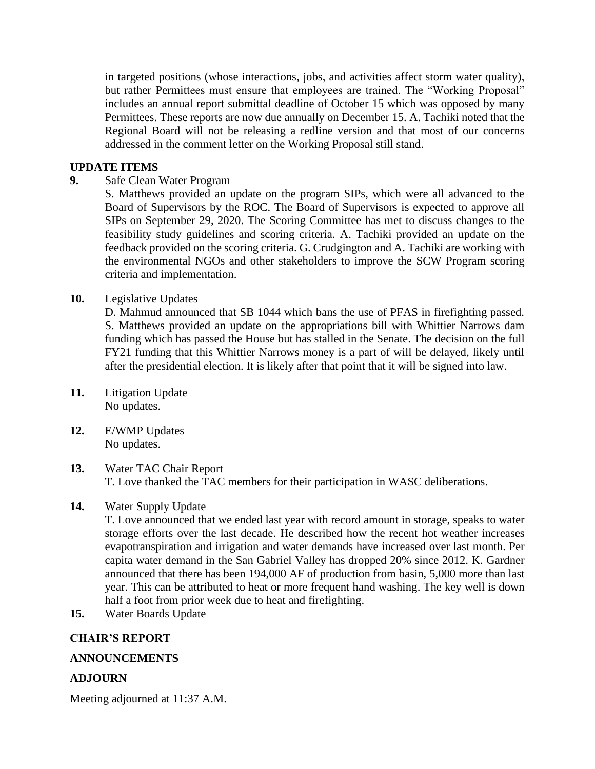in targeted positions (whose interactions, jobs, and activities affect storm water quality), but rather Permittees must ensure that employees are trained. The "Working Proposal" includes an annual report submittal deadline of October 15 which was opposed by many Permittees. These reports are now due annually on December 15. A. Tachiki noted that the Regional Board will not be releasing a redline version and that most of our concerns addressed in the comment letter on the Working Proposal still stand.

**UPDATE ITEMS**

**9.** Safe Clean Water Program

S. Matthews provided an update on the program SIPs, which were all advanced to the Board of Supervisors by the ROC. The Board of Supervisors is expected to approve all SIPs on September 29, 2020. The Scoring Committee has met to discuss changes to the feasibility study guidelines and scoring criteria. A. Tachiki provided an update on the feedback provided on the scoring criteria. G. Crudgington and A. Tachiki are working with the environmental NGOs and other stakeholders to improve the SCW Program scoring criteria and implementation.

**10.** Legislative Updates

D. Mahmud announced that SB 1044 which bans the use of PFAS in firefighting passed. S. Matthews provided an update on the appropriations bill with Whittier Narrows dam funding which has passed the House but has stalled in the Senate. The decision on the full FY21 funding that this Whittier Narrows money is a part of will be delayed, likely until after the presidential election. It is likely after that point that it will be signed into law.

**11.** Litigation Update

No updates.

**12.** E/WMP Updates

No updates.

**13.** Water TAC Chair Report

T. Love thanked the TAC members for their participation in WASC deliberations.

**14.** Water Supply Update

T. Love announced that we ended last year with record amount in storage, speaks to water storage efforts over the last decade. He described how the recent hot weather increases evapotranspiration and irrigation and water demands have increased over last month. Per capita water demand in the San Gabriel Valley has dropped 20% since 2012. K. Gardner announced that there has been 194,000 AF of production from basin, 5,000 more than last year. This can be attributed to heat or more frequent hand washing. The key well is down half a foot from prior week due to heat and firefighting.

**15.** Water Boards Update

**CHAIR'S REPORT**

**ANNOUNCEMENTS**

**ADJOURN**

Meeting adjourned at 11:37 A.M.